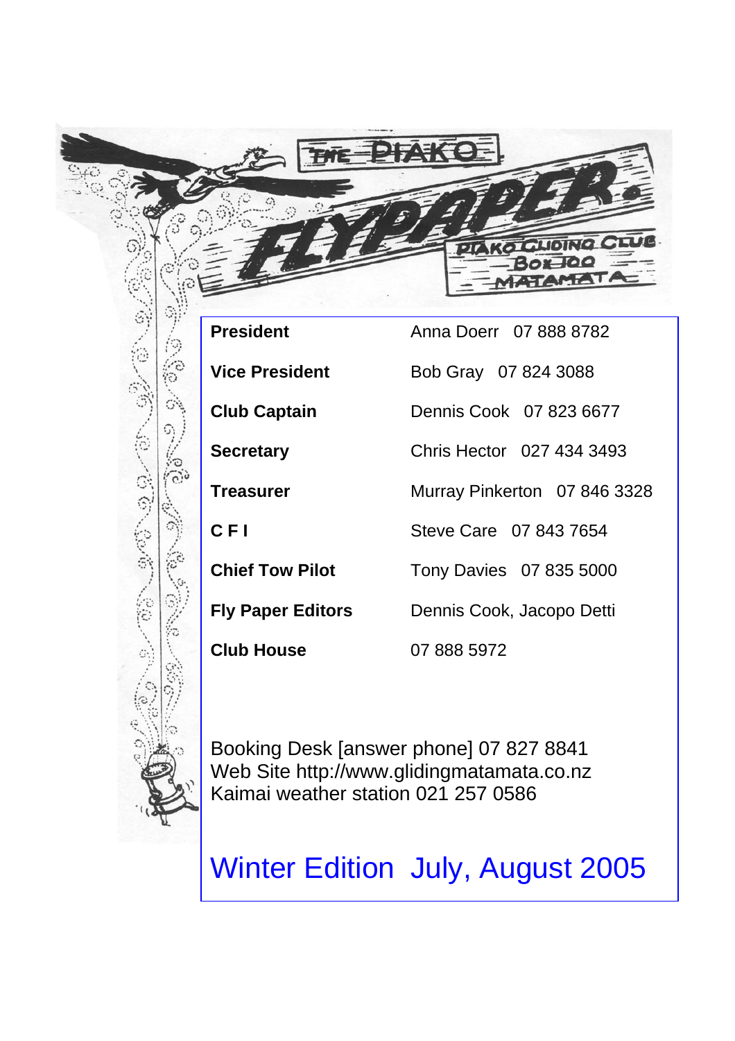# THE PIAKO FLYPAPER

PIAKO GLIDING CLUB
BOX 100
MATAMATA

| | |
|---|---|
| **President** | Anna Doerr 07 888 8782 |
| **Vice President** | Bob Gray 07 824 3088 |
| **Club Captain** | Dennis Cook 07 823 6677 |
| **Secretary** | Chris Hector 027 434 3493 |
| **Treasurer** | Murray Pinkerton 07 846 3328 |
| **C F I** | Steve Care 07 843 7654 |
| **Chief Tow Pilot** | Tony Davies 07 835 5000 |
| **Fly Paper Editors** | Dennis Cook, Jacopo Detti |
| **Club House** | 07 888 5972 |

Booking Desk [answer phone] 07 827 8841
Web Site http://www.glidingmatamata.co.nz
Kaimai weather station 021 257 0586

## Winter Edition July, August 2005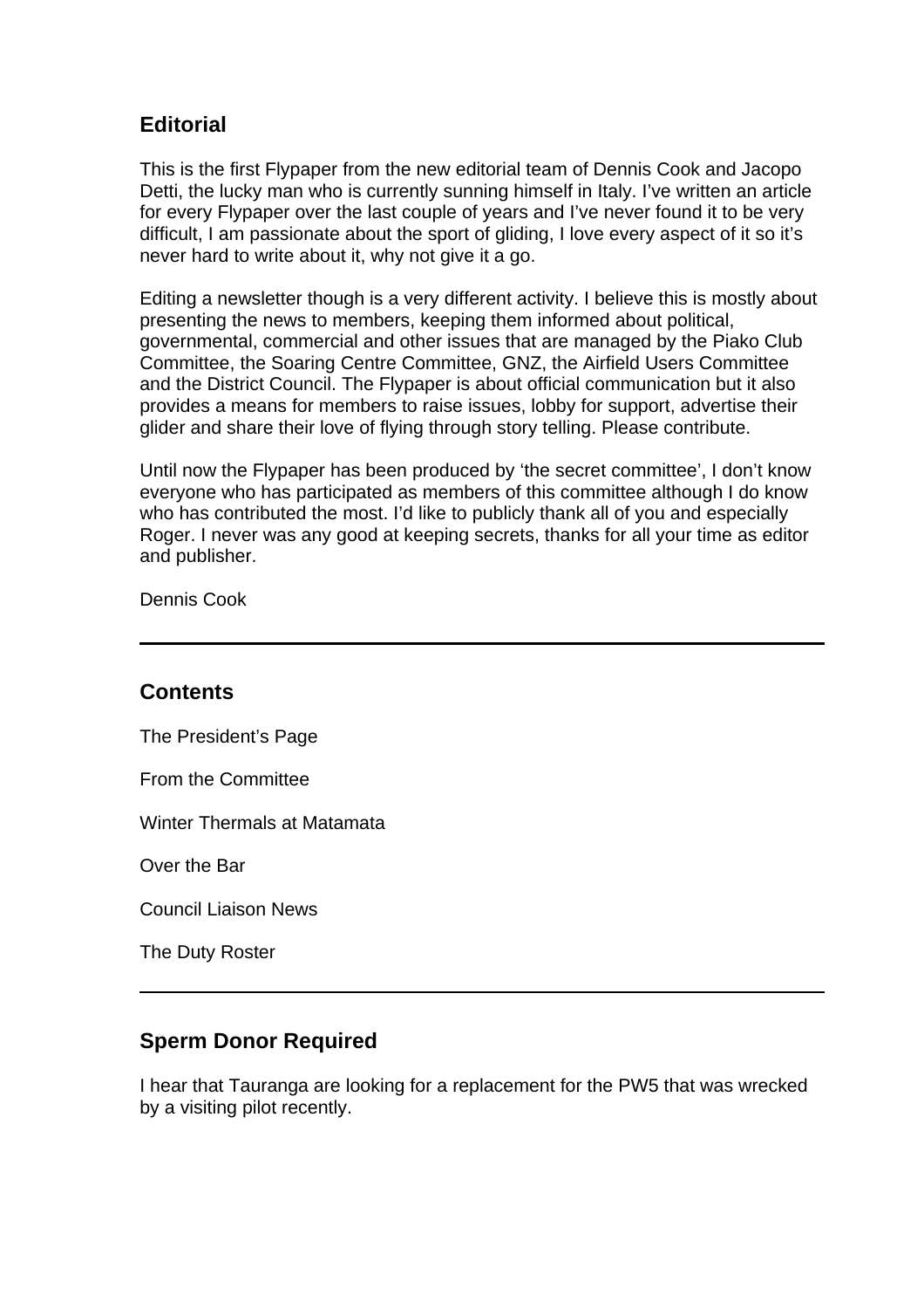## Editorial

This is the first Flypaper from the new editorial team of Dennis Cook and Jacopo Detti, the lucky man who is currently sunning himself in Italy. I've written an article for every Flypaper over the last couple of years and I've never found it to be very difficult, I am passionate about the sport of gliding, I love every aspect of it so it's never hard to write about it, why not give it a go.

Editing a newsletter though is a very different activity. I believe this is mostly about presenting the news to members, keeping them informed about political, governmental, commercial and other issues that are managed by the Piako Club Committee, the Soaring Centre Committee, GNZ, the Airfield Users Committee and the District Council. The Flypaper is about official communication but it also provides a means for members to raise issues, lobby for support, advertise their glider and share their love of flying through story telling. Please contribute.

Until now the Flypaper has been produced by 'the secret committee', I don't know everyone who has participated as members of this committee although I do know who has contributed the most. I'd like to publicly thank all of you and especially Roger. I never was any good at keeping secrets, thanks for all your time as editor and publisher.

Dennis Cook

---

## Contents

The President's Page

From the Committee

Winter Thermals at Matamata

Over the Bar

Council Liaison News

The Duty Roster

---

## Sperm Donor Required

I hear that Tauranga are looking for a replacement for the PW5 that was wrecked by a visiting pilot recently.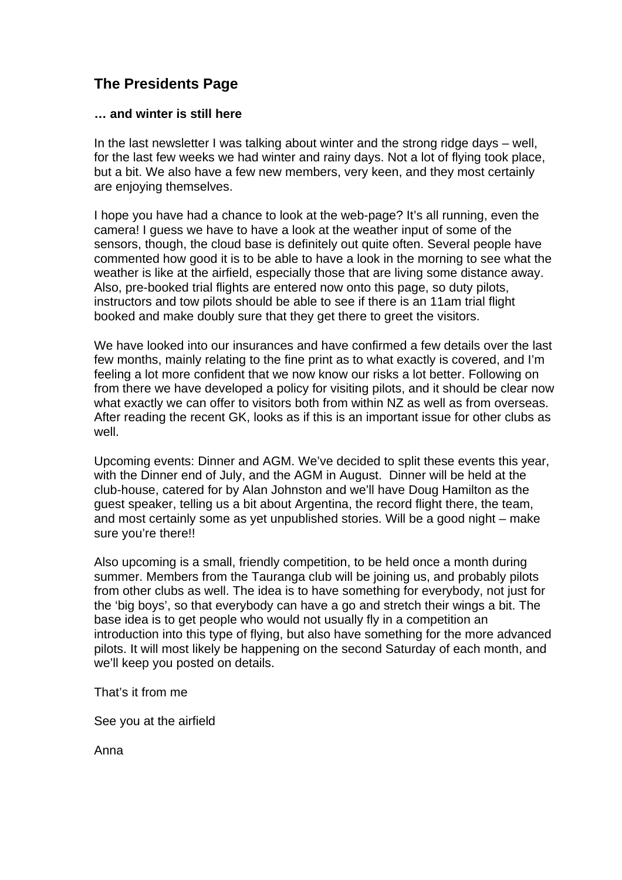## The Presidents Page

**… and winter is still here**

In the last newsletter I was talking about winter and the strong ridge days – well, for the last few weeks we had winter and rainy days. Not a lot of flying took place, but a bit. We also have a few new members, very keen, and they most certainly are enjoying themselves.

I hope you have had a chance to look at the web-page? It's all running, even the camera! I guess we have to have a look at the weather input of some of the sensors, though, the cloud base is definitely out quite often. Several people have commented how good it is to be able to have a look in the morning to see what the weather is like at the airfield, especially those that are living some distance away. Also, pre-booked trial flights are entered now onto this page, so duty pilots, instructors and tow pilots should be able to see if there is an 11am trial flight booked and make doubly sure that they get there to greet the visitors.

We have looked into our insurances and have confirmed a few details over the last few months, mainly relating to the fine print as to what exactly is covered, and I'm feeling a lot more confident that we now know our risks a lot better. Following on from there we have developed a policy for visiting pilots, and it should be clear now what exactly we can offer to visitors both from within NZ as well as from overseas. After reading the recent GK, looks as if this is an important issue for other clubs as well.

Upcoming events: Dinner and AGM. We've decided to split these events this year, with the Dinner end of July, and the AGM in August. Dinner will be held at the club-house, catered for by Alan Johnston and we'll have Doug Hamilton as the guest speaker, telling us a bit about Argentina, the record flight there, the team, and most certainly some as yet unpublished stories. Will be a good night – make sure you're there!!

Also upcoming is a small, friendly competition, to be held once a month during summer. Members from the Tauranga club will be joining us, and probably pilots from other clubs as well. The idea is to have something for everybody, not just for the 'big boys', so that everybody can have a go and stretch their wings a bit. The base idea is to get people who would not usually fly in a competition an introduction into this type of flying, but also have something for the more advanced pilots. It will most likely be happening on the second Saturday of each month, and we'll keep you posted on details.

That's it from me

See you at the airfield

Anna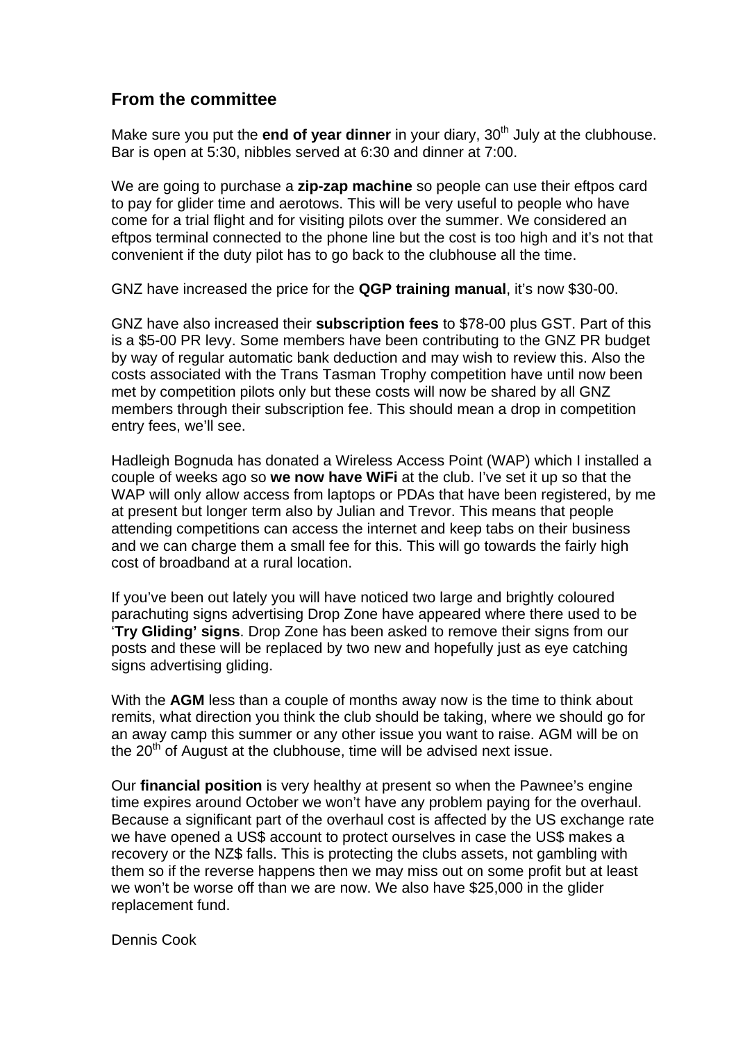## From the committee

Make sure you put the **end of year dinner** in your diary, 30th July at the clubhouse. Bar is open at 5:30, nibbles served at 6:30 and dinner at 7:00.

We are going to purchase a **zip-zap machine** so people can use their eftpos card to pay for glider time and aerotows. This will be very useful to people who have come for a trial flight and for visiting pilots over the summer. We considered an eftpos terminal connected to the phone line but the cost is too high and it's not that convenient if the duty pilot has to go back to the clubhouse all the time.

GNZ have increased the price for the **QGP training manual**, it's now $30-00.

GNZ have also increased their **subscription fees** to $78-00 plus GST. Part of this is a $5-00 PR levy. Some members have been contributing to the GNZ PR budget by way of regular automatic bank deduction and may wish to review this. Also the costs associated with the Trans Tasman Trophy competition have until now been met by competition pilots only but these costs will now be shared by all GNZ members through their subscription fee. This should mean a drop in competition entry fees, we'll see.

Hadleigh Bognuda has donated a Wireless Access Point (WAP) which I installed a couple of weeks ago so **we now have WiFi** at the club. I've set it up so that the WAP will only allow access from laptops or PDAs that have been registered, by me at present but longer term also by Julian and Trevor. This means that people attending competitions can access the internet and keep tabs on their business and we can charge them a small fee for this. This will go towards the fairly high cost of broadband at a rural location.

If you've been out lately you will have noticed two large and brightly coloured parachuting signs advertising Drop Zone have appeared where there used to be '**Try Gliding' signs**. Drop Zone has been asked to remove their signs from our posts and these will be replaced by two new and hopefully just as eye catching signs advertising gliding.

With the **AGM** less than a couple of months away now is the time to think about remits, what direction you think the club should be taking, where we should go for an away camp this summer or any other issue you want to raise. AGM will be on the 20th of August at the clubhouse, time will be advised next issue.

Our **financial position** is very healthy at present so when the Pawnee's engine time expires around October we won't have any problem paying for the overhaul. Because a significant part of the overhaul cost is affected by the US exchange rate we have opened a US$ account to protect ourselves in case the US$ makes a recovery or the NZ$ falls. This is protecting the clubs assets, not gambling with them so if the reverse happens then we may miss out on some profit but at least we won't be worse off than we are now. We also have $25,000 in the glider replacement fund.

Dennis Cook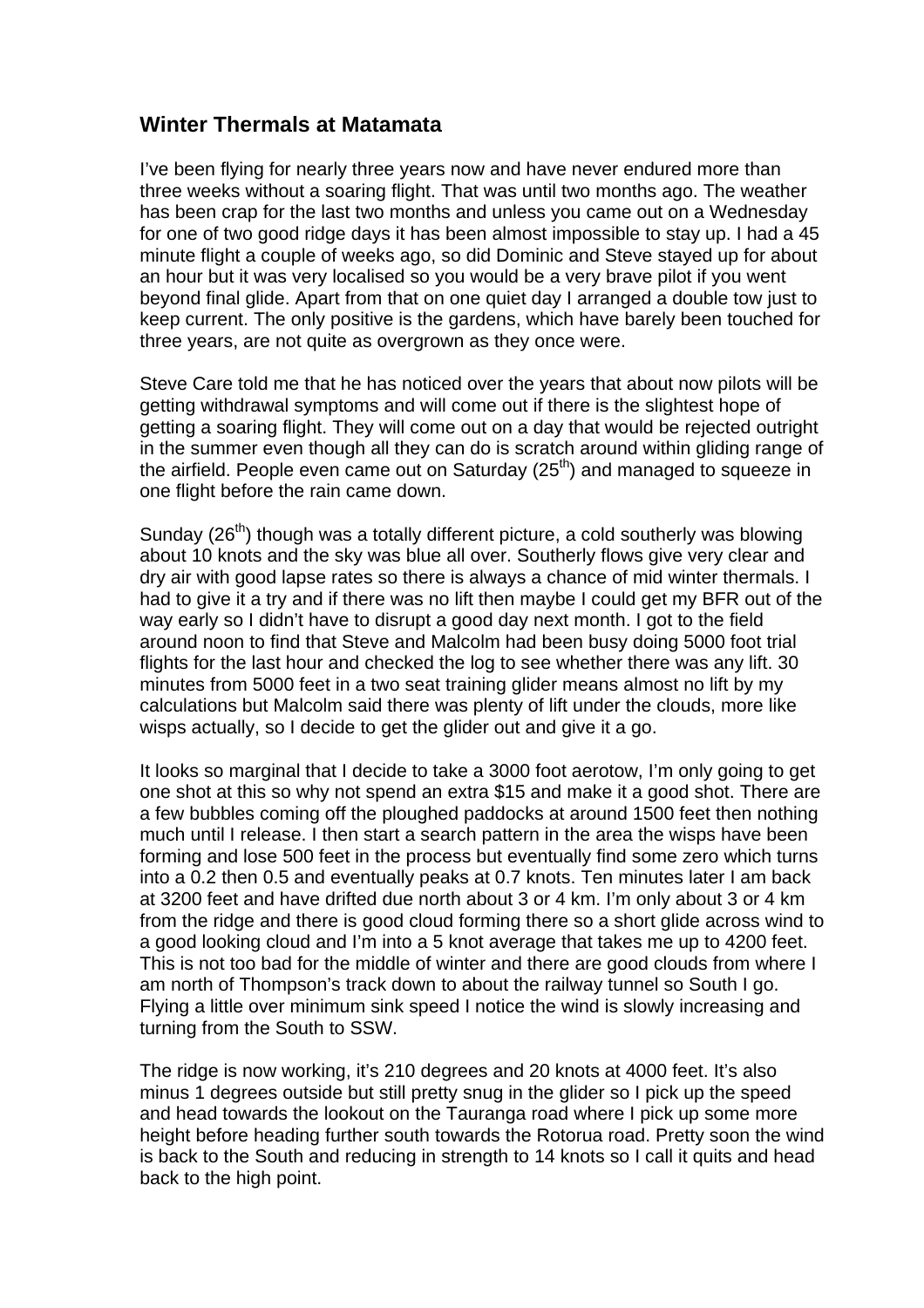## Winter Thermals at Matamata

I've been flying for nearly three years now and have never endured more than three weeks without a soaring flight. That was until two months ago. The weather has been crap for the last two months and unless you came out on a Wednesday for one of two good ridge days it has been almost impossible to stay up. I had a 45 minute flight a couple of weeks ago, so did Dominic and Steve stayed up for about an hour but it was very localised so you would be a very brave pilot if you went beyond final glide. Apart from that on one quiet day I arranged a double tow just to keep current. The only positive is the gardens, which have barely been touched for three years, are not quite as overgrown as they once were.

Steve Care told me that he has noticed over the years that about now pilots will be getting withdrawal symptoms and will come out if there is the slightest hope of getting a soaring flight. They will come out on a day that would be rejected outright in the summer even though all they can do is scratch around within gliding range of the airfield. People even came out on Saturday (25th) and managed to squeeze in one flight before the rain came down.

Sunday (26th) though was a totally different picture, a cold southerly was blowing about 10 knots and the sky was blue all over. Southerly flows give very clear and dry air with good lapse rates so there is always a chance of mid winter thermals. I had to give it a try and if there was no lift then maybe I could get my BFR out of the way early so I didn't have to disrupt a good day next month. I got to the field around noon to find that Steve and Malcolm had been busy doing 5000 foot trial flights for the last hour and checked the log to see whether there was any lift. 30 minutes from 5000 feet in a two seat training glider means almost no lift by my calculations but Malcolm said there was plenty of lift under the clouds, more like wisps actually, so I decide to get the glider out and give it a go.

It looks so marginal that I decide to take a 3000 foot aerotow, I'm only going to get one shot at this so why not spend an extra $15 and make it a good shot. There are a few bubbles coming off the ploughed paddocks at around 1500 feet then nothing much until I release. I then start a search pattern in the area the wisps have been forming and lose 500 feet in the process but eventually find some zero which turns into a 0.2 then 0.5 and eventually peaks at 0.7 knots. Ten minutes later I am back at 3200 feet and have drifted due north about 3 or 4 km. I'm only about 3 or 4 km from the ridge and there is good cloud forming there so a short glide across wind to a good looking cloud and I'm into a 5 knot average that takes me up to 4200 feet. This is not too bad for the middle of winter and there are good clouds from where I am north of Thompson's track down to about the railway tunnel so South I go. Flying a little over minimum sink speed I notice the wind is slowly increasing and turning from the South to SSW.

The ridge is now working, it's 210 degrees and 20 knots at 4000 feet. It's also minus 1 degrees outside but still pretty snug in the glider so I pick up the speed and head towards the lookout on the Tauranga road where I pick up some more height before heading further south towards the Rotorua road. Pretty soon the wind is back to the South and reducing in strength to 14 knots so I call it quits and head back to the high point.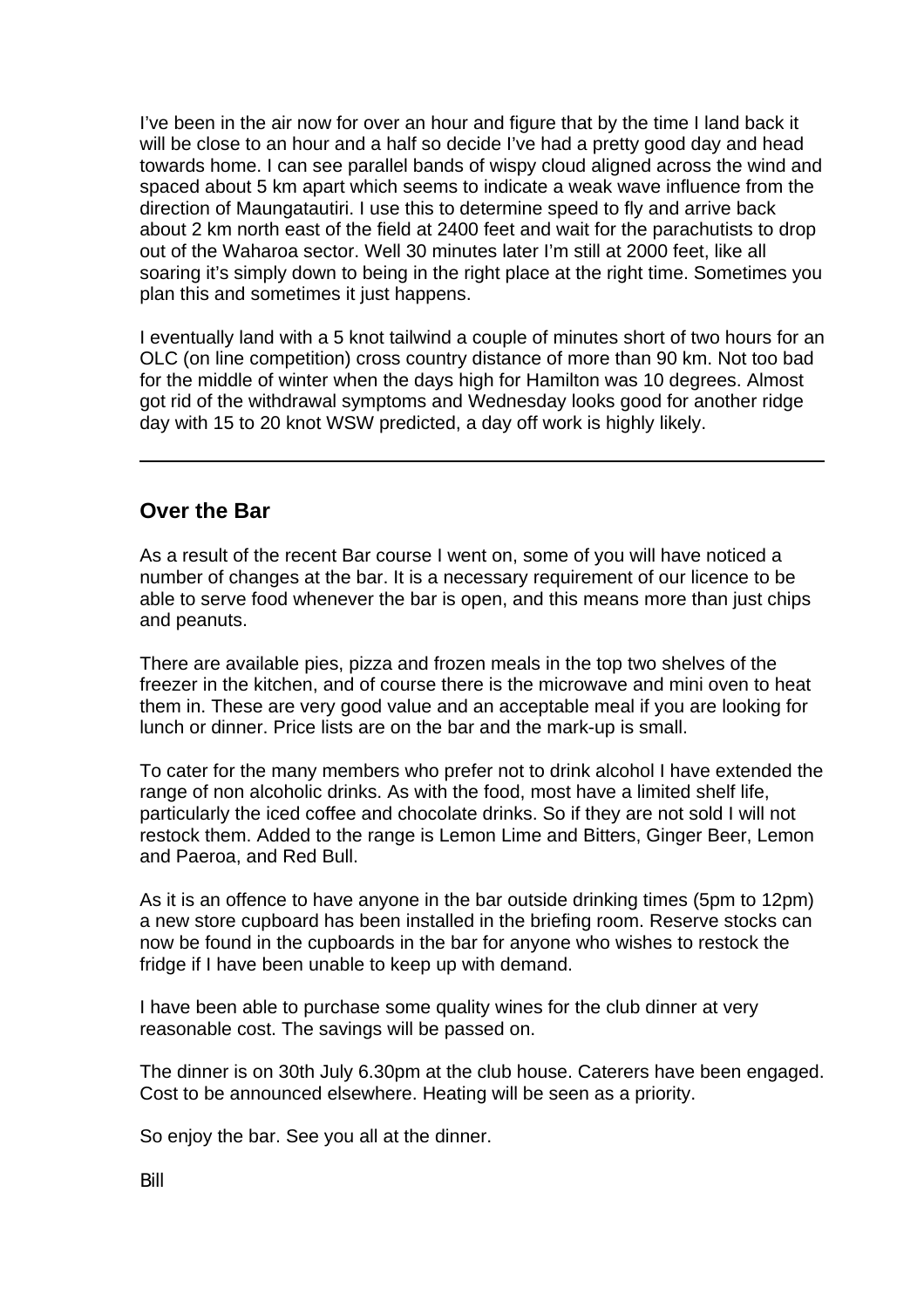I've been in the air now for over an hour and figure that by the time I land back it will be close to an hour and a half so decide I've had a pretty good day and head towards home. I can see parallel bands of wispy cloud aligned across the wind and spaced about 5 km apart which seems to indicate a weak wave influence from the direction of Maungatautiri. I use this to determine speed to fly and arrive back about 2 km north east of the field at 2400 feet and wait for the parachutists to drop out of the Waharoa sector. Well 30 minutes later I'm still at 2000 feet, like all soaring it's simply down to being in the right place at the right time. Sometimes you plan this and sometimes it just happens.

I eventually land with a 5 knot tailwind a couple of minutes short of two hours for an OLC (on line competition) cross country distance of more than 90 km. Not too bad for the middle of winter when the days high for Hamilton was 10 degrees. Almost got rid of the withdrawal symptoms and Wednesday looks good for another ridge day with 15 to 20 knot WSW predicted, a day off work is highly likely.

---

## Over the Bar

As a result of the recent Bar course I went on, some of you will have noticed a number of changes at the bar. It is a necessary requirement of our licence to be able to serve food whenever the bar is open, and this means more than just chips and peanuts.

There are available pies, pizza and frozen meals in the top two shelves of the freezer in the kitchen, and of course there is the microwave and mini oven to heat them in. These are very good value and an acceptable meal if you are looking for lunch or dinner. Price lists are on the bar and the mark-up is small.

To cater for the many members who prefer not to drink alcohol I have extended the range of non alcoholic drinks. As with the food, most have a limited shelf life, particularly the iced coffee and chocolate drinks. So if they are not sold I will not restock them. Added to the range is Lemon Lime and Bitters, Ginger Beer, Lemon and Paeroa, and Red Bull.

As it is an offence to have anyone in the bar outside drinking times (5pm to 12pm) a new store cupboard has been installed in the briefing room. Reserve stocks can now be found in the cupboards in the bar for anyone who wishes to restock the fridge if I have been unable to keep up with demand.

I have been able to purchase some quality wines for the club dinner at very reasonable cost. The savings will be passed on.

The dinner is on 30th July 6.30pm at the club house. Caterers have been engaged. Cost to be announced elsewhere. Heating will be seen as a priority.

So enjoy the bar. See you all at the dinner.

Bill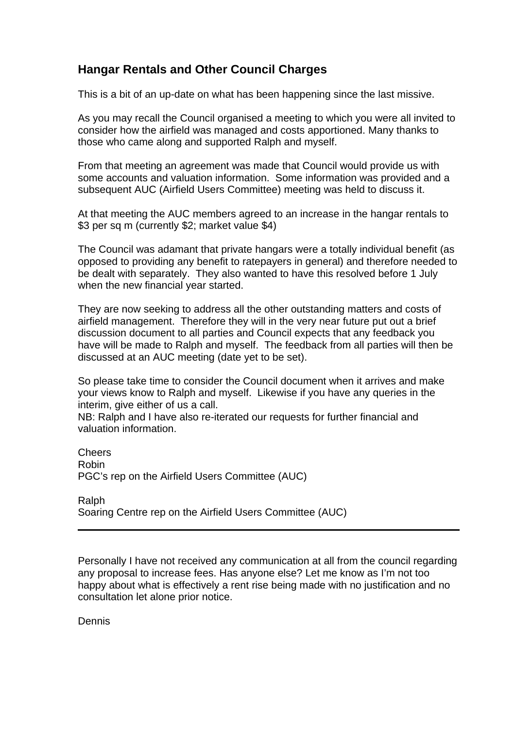## Hangar Rentals and Other Council Charges

This is a bit of an up-date on what has been happening since the last missive.

As you may recall the Council organised a meeting to which you were all invited to consider how the airfield was managed and costs apportioned. Many thanks to those who came along and supported Ralph and myself.

From that meeting an agreement was made that Council would provide us with some accounts and valuation information. Some information was provided and a subsequent AUC (Airfield Users Committee) meeting was held to discuss it.

At that meeting the AUC members agreed to an increase in the hangar rentals to $3 per sq m (currently $2; market value $4)

The Council was adamant that private hangars were a totally individual benefit (as opposed to providing any benefit to ratepayers in general) and therefore needed to be dealt with separately. They also wanted to have this resolved before 1 July when the new financial year started.

They are now seeking to address all the other outstanding matters and costs of airfield management. Therefore they will in the very near future put out a brief discussion document to all parties and Council expects that any feedback you have will be made to Ralph and myself. The feedback from all parties will then be discussed at an AUC meeting (date yet to be set).

So please take time to consider the Council document when it arrives and make your views know to Ralph and myself. Likewise if you have any queries in the interim, give either of us a call.
NB: Ralph and I have also re-iterated our requests for further financial and valuation information.

Cheers
Robin
PGC's rep on the Airfield Users Committee (AUC)

Ralph
Soaring Centre rep on the Airfield Users Committee (AUC)

---

Personally I have not received any communication at all from the council regarding any proposal to increase fees. Has anyone else? Let me know as I'm not too happy about what is effectively a rent rise being made with no justification and no consultation let alone prior notice.

Dennis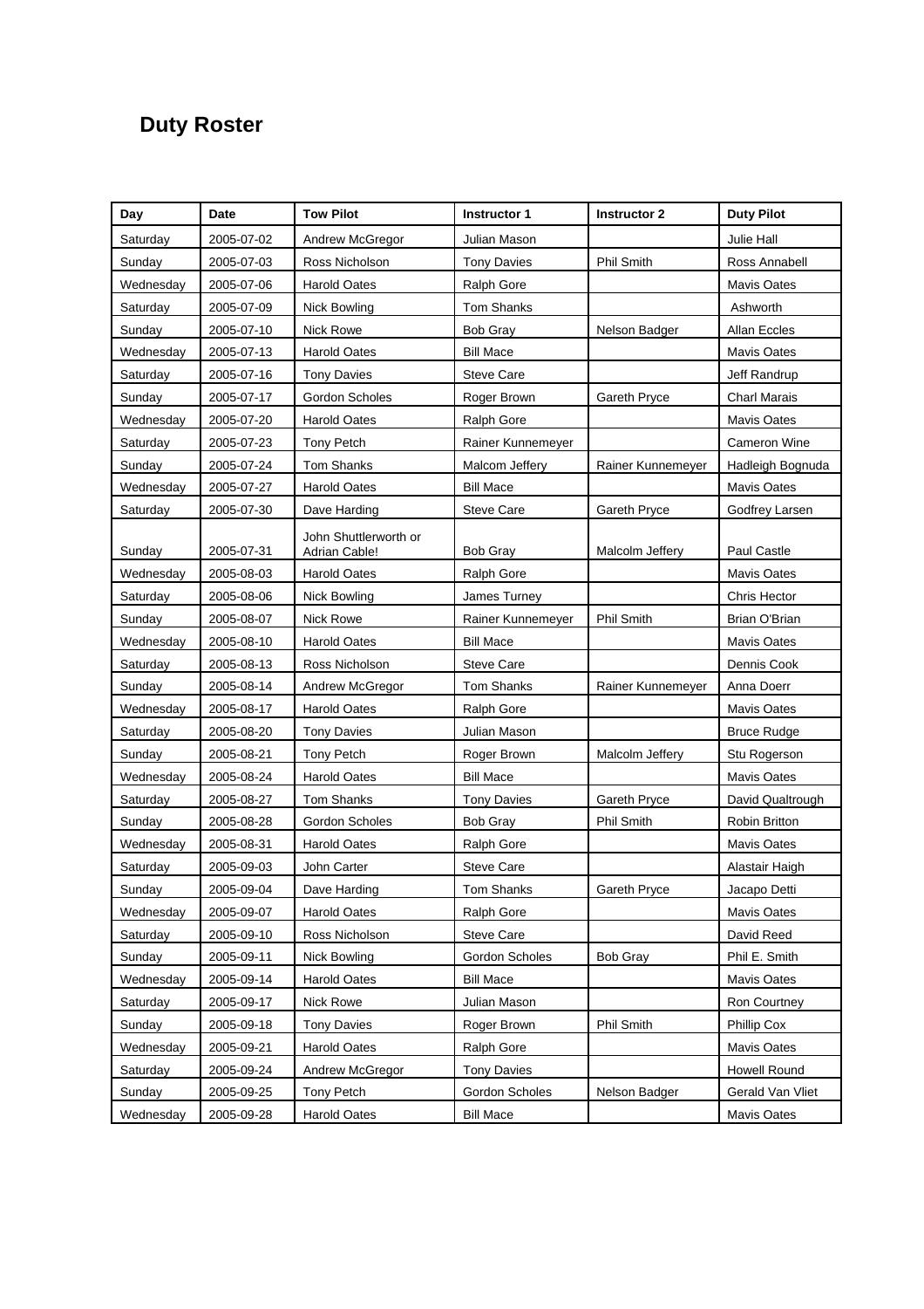# Duty Roster

| Day | Date | Tow Pilot | Instructor 1 | Instructor 2 | Duty Pilot |
|---|---|---|---|---|---|
| Saturday | 2005-07-02 | Andrew McGregor | Julian Mason | | Julie Hall |
| Sunday | 2005-07-03 | Ross Nicholson | Tony Davies | Phil Smith | Ross Annabell |
| Wednesday | 2005-07-06 | Harold Oates | Ralph Gore | | Mavis Oates |
| Saturday | 2005-07-09 | Nick Bowling | Tom Shanks | | Ashworth |
| Sunday | 2005-07-10 | Nick Rowe | Bob Gray | Nelson Badger | Allan Eccles |
| Wednesday | 2005-07-13 | Harold Oates | Bill Mace | | Mavis Oates |
| Saturday | 2005-07-16 | Tony Davies | Steve Care | | Jeff Randrup |
| Sunday | 2005-07-17 | Gordon Scholes | Roger Brown | Gareth Pryce | Charl Marais |
| Wednesday | 2005-07-20 | Harold Oates | Ralph Gore | | Mavis Oates |
| Saturday | 2005-07-23 | Tony Petch | Rainer Kunnemeyer | | Cameron Wine |
| Sunday | 2005-07-24 | Tom Shanks | Malcom Jeffery | Rainer Kunnemeyer | Hadleigh Bognuda |
| Wednesday | 2005-07-27 | Harold Oates | Bill Mace | | Mavis Oates |
| Saturday | 2005-07-30 | Dave Harding | Steve Care | Gareth Pryce | Godfrey Larsen |
| Sunday | 2005-07-31 | John Shuttlerworth or Adrian Cable! | Bob Gray | Malcolm Jeffery | Paul Castle |
| Wednesday | 2005-08-03 | Harold Oates | Ralph Gore | | Mavis Oates |
| Saturday | 2005-08-06 | Nick Bowling | James Turney | | Chris Hector |
| Sunday | 2005-08-07 | Nick Rowe | Rainer Kunnemeyer | Phil Smith | Brian O'Brian |
| Wednesday | 2005-08-10 | Harold Oates | Bill Mace | | Mavis Oates |
| Saturday | 2005-08-13 | Ross Nicholson | Steve Care | | Dennis Cook |
| Sunday | 2005-08-14 | Andrew McGregor | Tom Shanks | Rainer Kunnemeyer | Anna Doerr |
| Wednesday | 2005-08-17 | Harold Oates | Ralph Gore | | Mavis Oates |
| Saturday | 2005-08-20 | Tony Davies | Julian Mason | | Bruce Rudge |
| Sunday | 2005-08-21 | Tony Petch | Roger Brown | Malcolm Jeffery | Stu Rogerson |
| Wednesday | 2005-08-24 | Harold Oates | Bill Mace | | Mavis Oates |
| Saturday | 2005-08-27 | Tom Shanks | Tony Davies | Gareth Pryce | David Qualtrough |
| Sunday | 2005-08-28 | Gordon Scholes | Bob Gray | Phil Smith | Robin Britton |
| Wednesday | 2005-08-31 | Harold Oates | Ralph Gore | | Mavis Oates |
| Saturday | 2005-09-03 | John Carter | Steve Care | | Alastair Haigh |
| Sunday | 2005-09-04 | Dave Harding | Tom Shanks | Gareth Pryce | Jacapo Detti |
| Wednesday | 2005-09-07 | Harold Oates | Ralph Gore | | Mavis Oates |
| Saturday | 2005-09-10 | Ross Nicholson | Steve Care | | David Reed |
| Sunday | 2005-09-11 | Nick Bowling | Gordon Scholes | Bob Gray | Phil E. Smith |
| Wednesday | 2005-09-14 | Harold Oates | Bill Mace | | Mavis Oates |
| Saturday | 2005-09-17 | Nick Rowe | Julian Mason | | Ron Courtney |
| Sunday | 2005-09-18 | Tony Davies | Roger Brown | Phil Smith | Phillip Cox |
| Wednesday | 2005-09-21 | Harold Oates | Ralph Gore | | Mavis Oates |
| Saturday | 2005-09-24 | Andrew McGregor | Tony Davies | | Howell Round |
| Sunday | 2005-09-25 | Tony Petch | Gordon Scholes | Nelson Badger | Gerald Van Vliet |
| Wednesday | 2005-09-28 | Harold Oates | Bill Mace | | Mavis Oates |